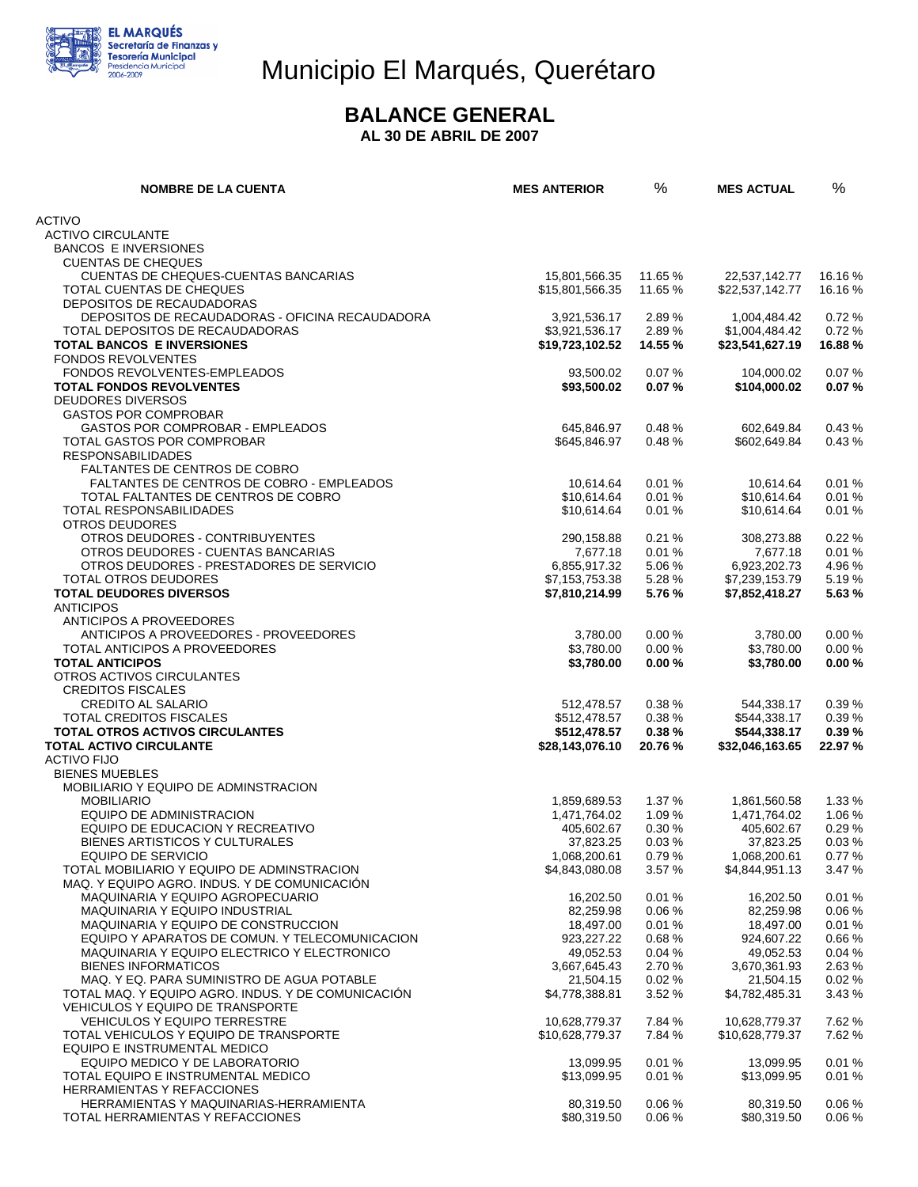EL MARQUÉS
Secretaría de Finanzas y Tesorería Municipal
Presidencia Municipal 2006-2009

# Municipio El Marqués, Querétaro

## BALANCE GENERAL

**AL 30 DE ABRIL DE 2007**

| NOMBRE DE LA CUENTA | MES ANTERIOR | % | MES ACTUAL | % |
|---|---|---|---|---|
| ACTIVO | | | | |
| ACTIVO CIRCULANTE | | | | |
| BANCOS E INVERSIONES | | | | |
| CUENTAS DE CHEQUES | | | | |
| CUENTAS DE CHEQUES-CUENTAS BANCARIAS | 15,801,566.35 | 11.65 % | 22,537,142.77 | 16.16 % |
| TOTAL CUENTAS DE CHEQUES | $15,801,566.35 | 11.65 % | $22,537,142.77 | 16.16 % |
| DEPOSITOS DE RECAUDADORAS | | | | |
| DEPOSITOS DE RECAUDADORAS - OFICINA RECAUDADORA | 3,921,536.17 | 2.89 % | 1,004,484.42 | 0.72 % |
| TOTAL DEPOSITOS DE RECAUDADORAS | $3,921,536.17 | 2.89 % | $1,004,484.42 | 0.72 % |
| **TOTAL BANCOS E INVERSIONES** | **$19,723,102.52** | **14.55 %** | **$23,541,627.19** | **16.88 %** |
| FONDOS REVOLVENTES | | | | |
| FONDOS REVOLVENTES-EMPLEADOS | 93,500.02 | 0.07 % | 104,000.02 | 0.07 % |
| **TOTAL FONDOS REVOLVENTES** | **$93,500.02** | **0.07 %** | **$104,000.02** | **0.07 %** |
| DEUDORES DIVERSOS | | | | |
| GASTOS POR COMPROBAR | | | | |
| GASTOS POR COMPROBAR - EMPLEADOS | 645,846.97 | 0.48 % | 602,649.84 | 0.43 % |
| TOTAL GASTOS POR COMPROBAR | $645,846.97 | 0.48 % | $602,649.84 | 0.43 % |
| RESPONSABILIDADES | | | | |
| FALTANTES DE CENTROS DE COBRO | | | | |
| FALTANTES DE CENTROS DE COBRO - EMPLEADOS | 10,614.64 | 0.01 % | 10,614.64 | 0.01 % |
| TOTAL FALTANTES DE CENTROS DE COBRO | $10,614.64 | 0.01 % | $10,614.64 | 0.01 % |
| TOTAL RESPONSABILIDADES | $10,614.64 | 0.01 % | $10,614.64 | 0.01 % |
| OTROS DEUDORES | | | | |
| OTROS DEUDORES - CONTRIBUYENTES | 290,158.88 | 0.21 % | 308,273.88 | 0.22 % |
| OTROS DEUDORES - CUENTAS BANCARIAS | 7,677.18 | 0.01 % | 7,677.18 | 0.01 % |
| OTROS DEUDORES - PRESTADORES DE SERVICIO | 6,855,917.32 | 5.06 % | 6,923,202.73 | 4.96 % |
| TOTAL OTROS DEUDORES | $7,153,753.38 | 5.28 % | $7,239,153.79 | 5.19 % |
| **TOTAL DEUDORES DIVERSOS** | **$7,810,214.99** | **5.76 %** | **$7,852,418.27** | **5.63 %** |
| ANTICIPOS | | | | |
| ANTICIPOS A PROVEEDORES | | | | |
| ANTICIPOS A PROVEEDORES - PROVEEDORES | 3,780.00 | 0.00 % | 3,780.00 | 0.00 % |
| TOTAL ANTICIPOS A PROVEEDORES | $3,780.00 | 0.00 % | $3,780.00 | 0.00 % |
| **TOTAL ANTICIPOS** | **$3,780.00** | **0.00 %** | **$3,780.00** | **0.00 %** |
| OTROS ACTIVOS CIRCULANTES | | | | |
| CREDITOS FISCALES | | | | |
| CREDITO AL SALARIO | 512,478.57 | 0.38 % | 544,338.17 | 0.39 % |
| TOTAL CREDITOS FISCALES | $512,478.57 | 0.38 % | $544,338.17 | 0.39 % |
| **TOTAL OTROS ACTIVOS CIRCULANTES** | **$512,478.57** | **0.38 %** | **$544,338.17** | **0.39 %** |
| **TOTAL ACTIVO CIRCULANTE** | **$28,143,076.10** | **20.76 %** | **$32,046,163.65** | **22.97 %** |
| ACTIVO FIJO | | | | |
| BIENES MUEBLES | | | | |
| MOBILIARIO Y EQUIPO DE ADMINSTRACION | | | | |
| MOBILIARIO | 1,859,689.53 | 1.37 % | 1,861,560.58 | 1.33 % |
| EQUIPO DE ADMINISTRACION | 1,471,764.02 | 1.09 % | 1,471,764.02 | 1.06 % |
| EQUIPO DE EDUCACION Y RECREATIVO | 405,602.67 | 0.30 % | 405,602.67 | 0.29 % |
| BIENES ARTISTICOS Y CULTURALES | 37,823.25 | 0.03 % | 37,823.25 | 0.03 % |
| EQUIPO DE SERVICIO | 1,068,200.61 | 0.79 % | 1,068,200.61 | 0.77 % |
| TOTAL MOBILIARIO Y EQUIPO DE ADMINSTRACION | $4,843,080.08 | 3.57 % | $4,844,951.13 | 3.47 % |
| MAQ. Y EQUIPO AGRO. INDUS. Y DE COMUNICACIÓN | | | | |
| MAQUINARIA Y EQUIPO AGROPECUARIO | 16,202.50 | 0.01 % | 16,202.50 | 0.01 % |
| MAQUINARIA Y EQUIPO INDUSTRIAL | 82,259.98 | 0.06 % | 82,259.98 | 0.06 % |
| MAQUINARIA Y EQUIPO DE CONSTRUCCION | 18,497.00 | 0.01 % | 18,497.00 | 0.01 % |
| EQUIPO Y APARATOS DE COMUN. Y TELECOMUNICACION | 923,227.22 | 0.68 % | 924,607.22 | 0.66 % |
| MAQUINARIA Y EQUIPO ELECTRICO Y ELECTRONICO | 49,052.53 | 0.04 % | 49,052.53 | 0.04 % |
| BIENES INFORMATICOS | 3,667,645.43 | 2.70 % | 3,670,361.93 | 2.63 % |
| MAQ. Y EQ. PARA SUMINISTRO DE AGUA POTABLE | 21,504.15 | 0.02 % | 21,504.15 | 0.02 % |
| TOTAL MAQ. Y EQUIPO AGRO. INDUS. Y DE COMUNICACIÓN | $4,778,388.81 | 3.52 % | $4,782,485.31 | 3.43 % |
| VEHICULOS Y EQUIPO DE TRANSPORTE | | | | |
| VEHICULOS Y EQUIPO TERRESTRE | 10,628,779.37 | 7.84 % | 10,628,779.37 | 7.62 % |
| TOTAL VEHICULOS Y EQUIPO DE TRANSPORTE | $10,628,779.37 | 7.84 % | $10,628,779.37 | 7.62 % |
| EQUIPO E INSTRUMENTAL MEDICO | | | | |
| EQUIPO MEDICO Y DE LABORATORIO | 13,099.95 | 0.01 % | 13,099.95 | 0.01 % |
| TOTAL EQUIPO E INSTRUMENTAL MEDICO | $13,099.95 | 0.01 % | $13,099.95 | 0.01 % |
| HERRAMIENTAS Y REFACCIONES | | | | |
| HERRAMIENTAS Y MAQUINARIAS-HERRAMIENTA | 80,319.50 | 0.06 % | 80,319.50 | 0.06 % |
| TOTAL HERRAMIENTAS Y REFACCIONES | $80,319.50 | 0.06 % | $80,319.50 | 0.06 % |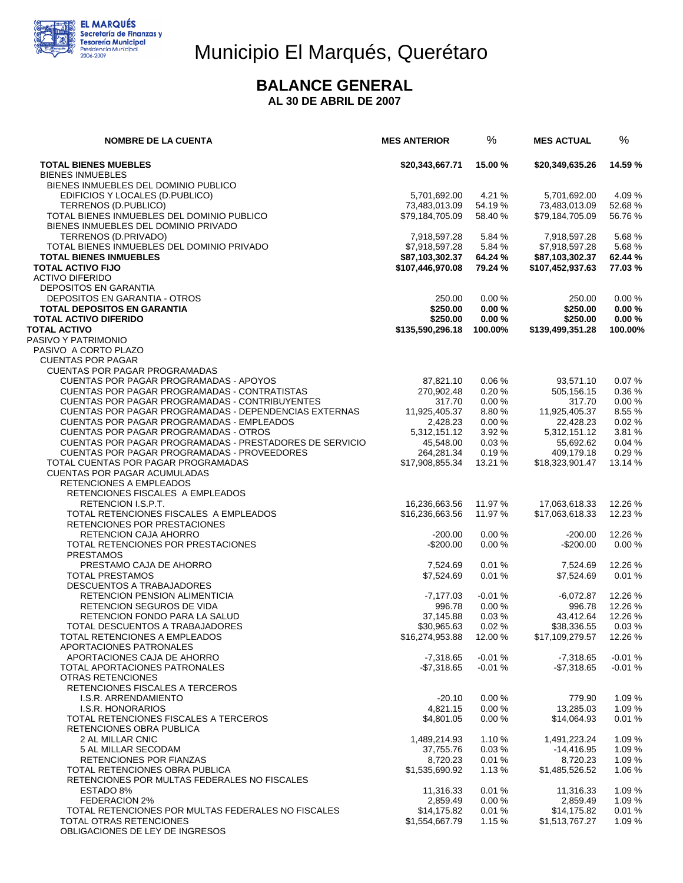# Municipio El Marqués, Querétaro

## BALANCE GENERAL

### AL 30 DE ABRIL DE 2007

| NOMBRE DE LA CUENTA | MES ANTERIOR | % | MES ACTUAL | % |
|---|---|---|---|---|
| **TOTAL BIENES MUEBLES** | **$20,343,667.71** | **15.00 %** | **$20,349,635.26** | **14.59 %** |
| BIENES INMUEBLES | | | | |
| BIENES INMUEBLES DEL DOMINIO PUBLICO | | | | |
| EDIFICIOS Y LOCALES (D.PUBLICO) | 5,701,692.00 | 4.21 % | 5,701,692.00 | 4.09 % |
| TERRENOS (D.PUBLICO) | 73,483,013.09 | 54.19 % | 73,483,013.09 | 52.68 % |
| TOTAL BIENES INMUEBLES DEL DOMINIO PUBLICO | $79,184,705.09 | 58.40 % | $79,184,705.09 | 56.76 % |
| BIENES INMUEBLES DEL DOMINIO PRIVADO | | | | |
| TERRENOS (D.PRIVADO) | 7,918,597.28 | 5.84 % | 7,918,597.28 | 5.68 % |
| TOTAL BIENES INMUEBLES DEL DOMINIO PRIVADO | $7,918,597.28 | 5.84 % | $7,918,597.28 | 5.68 % |
| **TOTAL BIENES INMUEBLES** | **$87,103,302.37** | **64.24 %** | **$87,103,302.37** | **62.44 %** |
| **TOTAL ACTIVO FIJO** | **$107,446,970.08** | **79.24 %** | **$107,452,937.63** | **77.03 %** |
| ACTIVO DIFERIDO | | | | |
| DEPOSITOS EN GARANTIA | | | | |
| DEPOSITOS EN GARANTIA - OTROS | 250.00 | 0.00 % | 250.00 | 0.00 % |
| **TOTAL DEPOSITOS EN GARANTIA** | **$250.00** | **0.00 %** | **$250.00** | **0.00 %** |
| **TOTAL ACTIVO DIFERIDO** | **$250.00** | **0.00 %** | **$250.00** | **0.00 %** |
| **TOTAL ACTIVO** | **$135,590,296.18** | **100.00%** | **$139,499,351.28** | **100.00%** |
| PASIVO Y PATRIMONIO | | | | |
| PASIVO A CORTO PLAZO | | | | |
| CUENTAS POR PAGAR | | | | |
| CUENTAS POR PAGAR PROGRAMADAS | | | | |
| CUENTAS POR PAGAR PROGRAMADAS - APOYOS | 87,821.10 | 0.06 % | 93,571.10 | 0.07 % |
| CUENTAS POR PAGAR PROGRAMADAS - CONTRATISTAS | 270,902.48 | 0.20 % | 505,156.15 | 0.36 % |
| CUENTAS POR PAGAR PROGRAMADAS - CONTRIBUYENTES | 317.70 | 0.00 % | 317.70 | 0.00 % |
| CUENTAS POR PAGAR PROGRAMADAS - DEPENDENCIAS EXTERNAS | 11,925,405.37 | 8.80 % | 11,925,405.37 | 8.55 % |
| CUENTAS POR PAGAR PROGRAMADAS - EMPLEADOS | 2,428.23 | 0.00 % | 22,428.23 | 0.02 % |
| CUENTAS POR PAGAR PROGRAMADAS - OTROS | 5,312,151.12 | 3.92 % | 5,312,151.12 | 3.81 % |
| CUENTAS POR PAGAR PROGRAMADAS - PRESTADORES DE SERVICIO | 45,548.00 | 0.03 % | 55,692.62 | 0.04 % |
| CUENTAS POR PAGAR PROGRAMADAS - PROVEEDORES | 264,281.34 | 0.19 % | 409,179.18 | 0.29 % |
| TOTAL CUENTAS POR PAGAR PROGRAMADAS | $17,908,855.34 | 13.21 % | $18,323,901.47 | 13.14 % |
| CUENTAS POR PAGAR ACUMULADAS | | | | |
| RETENCIONES A EMPLEADOS | | | | |
| RETENCIONES FISCALES A EMPLEADOS | | | | |
| RETENCION I.S.P.T. | 16,236,663.56 | 11.97 % | 17,063,618.33 | 12.26 % |
| TOTAL RETENCIONES FISCALES A EMPLEADOS | $16,236,663.56 | 11.97 % | $17,063,618.33 | 12.23 % |
| RETENCIONES POR PRESTACIONES | | | | |
| RETENCION CAJA AHORRO | -200.00 | 0.00 % | -200.00 | 12.26 % |
| TOTAL RETENCIONES POR PRESTACIONES | -$200.00 | 0.00 % | -$200.00 | 0.00 % |
| PRESTAMOS | | | | |
| PRESTAMO CAJA DE AHORRO | 7,524.69 | 0.01 % | 7,524.69 | 12.26 % |
| TOTAL PRESTAMOS | $7,524.69 | 0.01 % | $7,524.69 | 0.01 % |
| DESCUENTOS A TRABAJADORES | | | | |
| RETENCION PENSION ALIMENTICIA | -7,177.03 | -0.01 % | -6,072.87 | 12.26 % |
| RETENCION SEGUROS DE VIDA | 996.78 | 0.00 % | 996.78 | 12.26 % |
| RETENCION FONDO PARA LA SALUD | 37,145.88 | 0.03 % | 43,412.64 | 12.26 % |
| TOTAL DESCUENTOS A TRABAJADORES | $30,965.63 | 0.02 % | $38,336.55 | 0.03 % |
| TOTAL RETENCIONES A EMPLEADOS | $16,274,953.88 | 12.00 % | $17,109,279.57 | 12.26 % |
| APORTACIONES PATRONALES | | | | |
| APORTACIONES CAJA DE AHORRO | -7,318.65 | -0.01 % | -7,318.65 | -0.01 % |
| TOTAL APORTACIONES PATRONALES | -$7,318.65 | -0.01 % | -$7,318.65 | -0.01 % |
| OTRAS RETENCIONES | | | | |
| RETENCIONES FISCALES A TERCEROS | | | | |
| I.S.R. ARRENDAMIENTO | -20.10 | 0.00 % | 779.90 | 1.09 % |
| I.S.R. HONORARIOS | 4,821.15 | 0.00 % | 13,285.03 | 1.09 % |
| TOTAL RETENCIONES FISCALES A TERCEROS | $4,801.05 | 0.00 % | $14,064.93 | 0.01 % |
| RETENCIONES OBRA PUBLICA | | | | |
| 2 AL MILLAR CNIC | 1,489,214.93 | 1.10 % | 1,491,223.24 | 1.09 % |
| 5 AL MILLAR SECODAM | 37,755.76 | 0.03 % | -14,416.95 | 1.09 % |
| RETENCIONES POR FIANZAS | 8,720.23 | 0.01 % | 8,720.23 | 1.09 % |
| TOTAL RETENCIONES OBRA PUBLICA | $1,535,690.92 | 1.13 % | $1,485,526.52 | 1.06 % |
| RETENCIONES POR MULTAS FEDERALES NO FISCALES | | | | |
| ESTADO 8% | 11,316.33 | 0.01 % | 11,316.33 | 1.09 % |
| FEDERACION 2% | 2,859.49 | 0.00 % | 2,859.49 | 1.09 % |
| TOTAL RETENCIONES POR MULTAS FEDERALES NO FISCALES | $14,175.82 | 0.01 % | $14,175.82 | 0.01 % |
| TOTAL OTRAS RETENCIONES | $1,554,667.79 | 1.15 % | $1,513,767.27 | 1.09 % |
| OBLIGACIONES DE LEY DE INGRESOS | | | | |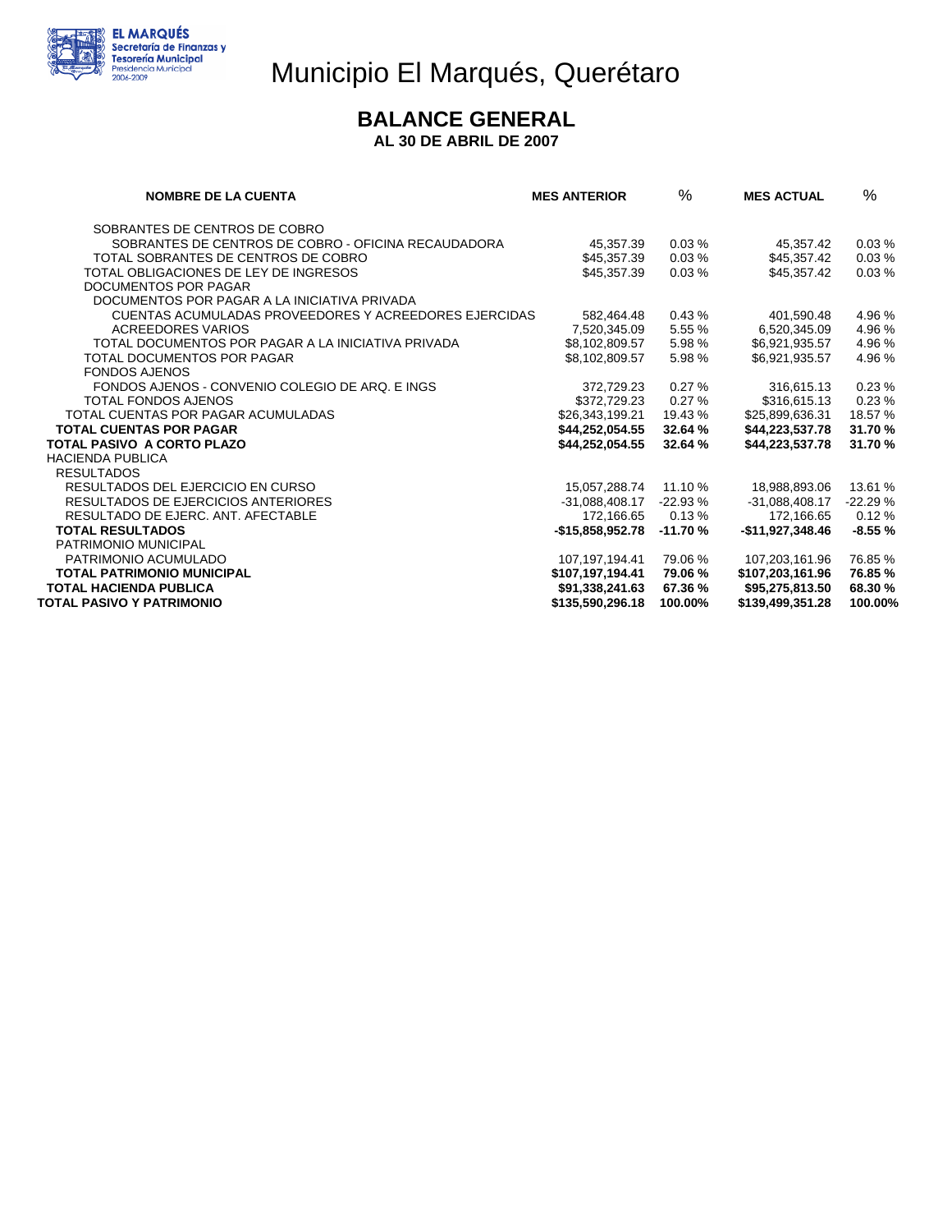# Municipio El Marqués, Querétaro

EL MARQUÉS
Secretaría de Finanzas y Tesorería Municipal
Presidencia Municipal
2006-2009

## BALANCE GENERAL

### AL 30 DE ABRIL DE 2007

| NOMBRE DE LA CUENTA | MES ANTERIOR | % | MES ACTUAL | % |
|---|---|---|---|---|
| SOBRANTES DE CENTROS DE COBRO | | | | |
| SOBRANTES DE CENTROS DE COBRO - OFICINA RECAUDADORA | 45,357.39 | 0.03 % | 45,357.42 | 0.03 % |
| TOTAL SOBRANTES DE CENTROS DE COBRO | $45,357.39 | 0.03 % | $45,357.42 | 0.03 % |
| TOTAL OBLIGACIONES DE LEY DE INGRESOS | $45,357.39 | 0.03 % | $45,357.42 | 0.03 % |
| DOCUMENTOS POR PAGAR | | | | |
| DOCUMENTOS POR PAGAR A LA INICIATIVA PRIVADA | | | | |
| CUENTAS ACUMULADAS PROVEEDORES Y ACREEDORES EJERCIDAS | 582,464.48 | 0.43 % | 401,590.48 | 4.96 % |
| ACREEDORES VARIOS | 7,520,345.09 | 5.55 % | 6,520,345.09 | 4.96 % |
| TOTAL DOCUMENTOS POR PAGAR A LA INICIATIVA PRIVADA | $8,102,809.57 | 5.98 % | $6,921,935.57 | 4.96 % |
| TOTAL DOCUMENTOS POR PAGAR | $8,102,809.57 | 5.98 % | $6,921,935.57 | 4.96 % |
| FONDOS AJENOS | | | | |
| FONDOS AJENOS - CONVENIO COLEGIO DE ARQ. E INGS | 372,729.23 | 0.27 % | 316,615.13 | 0.23 % |
| TOTAL FONDOS AJENOS | $372,729.23 | 0.27 % | $316,615.13 | 0.23 % |
| TOTAL CUENTAS POR PAGAR ACUMULADAS | $26,343,199.21 | 19.43 % | $25,899,636.31 | 18.57 % |
| **TOTAL CUENTAS POR PAGAR** | **$44,252,054.55** | **32.64 %** | **$44,223,537.78** | **31.70 %** |
| **TOTAL PASIVO A CORTO PLAZO** | **$44,252,054.55** | **32.64 %** | **$44,223,537.78** | **31.70 %** |
| HACIENDA PUBLICA | | | | |
| RESULTADOS | | | | |
| RESULTADOS DEL EJERCICIO EN CURSO | 15,057,288.74 | 11.10 % | 18,988,893.06 | 13.61 % |
| RESULTADOS DE EJERCICIOS ANTERIORES | -31,088,408.17 | -22.93 % | -31,088,408.17 | -22.29 % |
| RESULTADO DE EJERC. ANT. AFECTABLE | 172,166.65 | 0.13 % | 172,166.65 | 0.12 % |
| **TOTAL RESULTADOS** | **-$15,858,952.78** | **-11.70 %** | **-$11,927,348.46** | **-8.55 %** |
| PATRIMONIO MUNICIPAL | | | | |
| PATRIMONIO ACUMULADO | 107,197,194.41 | 79.06 % | 107,203,161.96 | 76.85 % |
| **TOTAL PATRIMONIO MUNICIPAL** | **$107,197,194.41** | **79.06 %** | **$107,203,161.96** | **76.85 %** |
| **TOTAL HACIENDA PUBLICA** | **$91,338,241.63** | **67.36 %** | **$95,275,813.50** | **68.30 %** |
| **TOTAL PASIVO Y PATRIMONIO** | **$135,590,296.18** | **100.00%** | **$139,499,351.28** | **100.00%** |